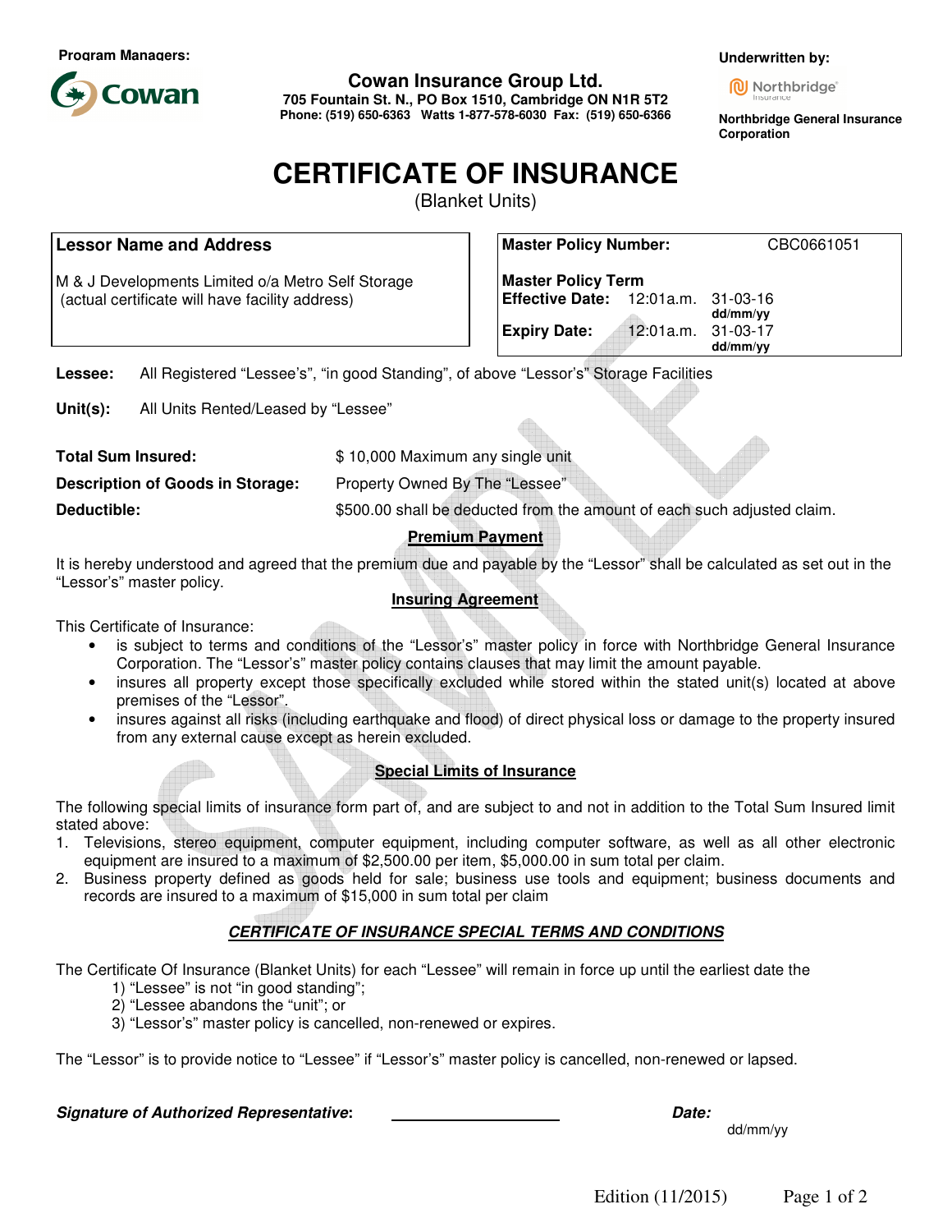**Program Managers:**

**Cowan Insurance Group Ltd.**
**705 Fountain St. N., PO Box 1510, Cambridge ON N1R 5T2**
**Phone: (519) 650-6363 Watts 1-877-578-6030 Fax: (519) 650-6366**

**Underwritten by:**

**Northbridge General Insurance Corporation**

# CERTIFICATE OF INSURANCE

(Blanket Units)

| **Lessor Name and Address** | **Master Policy Number:** CBC0661051 |
|---|---|
| M & J Developments Limited o/a Metro Self Storage (actual certificate will have facility address) | **Master Policy Term** <br> **Effective Date:** 12:01a.m. 31-03-16 (dd/mm/yy) <br> **Expiry Date:** 12:01a.m. 31-03-17 (dd/mm/yy) |

**Lessee:** All Registered “Lessee’s”, “in good Standing”, of above “Lessor’s” Storage Facilities

**Unit(s):** All Units Rented/Leased by “Lessee”

**Total Sum Insured:** $ 10,000 Maximum any single unit

**Description of Goods in Storage:** Property Owned By The “Lessee”

**Deductible:** $500.00 shall be deducted from the amount of each such adjusted claim.

## Premium Payment

It is hereby understood and agreed that the premium due and payable by the “Lessor” shall be calculated as set out in the “Lessor’s” master policy.

## Insuring Agreement

This Certificate of Insurance:

- is subject to terms and conditions of the “Lessor’s” master policy in force with Northbridge General Insurance Corporation. The “Lessor’s” master policy contains clauses that may limit the amount payable.
- insures all property except those specifically excluded while stored within the stated unit(s) located at above premises of the “Lessor”.
- insures against all risks (including earthquake and flood) of direct physical loss or damage to the property insured from any external cause except as herein excluded.

## Special Limits of Insurance

The following special limits of insurance form part of, and are subject to and not in addition to the Total Sum Insured limit stated above:

1. Televisions, stereo equipment, computer equipment, including computer software, as well as all other electronic equipment are insured to a maximum of $2,500.00 per item, $5,000.00 in sum total per claim.
2. Business property defined as goods held for sale; business use tools and equipment; business documents and records are insured to a maximum of $15,000 in sum total per claim

## *CERTIFICATE OF INSURANCE SPECIAL TERMS AND CONDITIONS*

The Certificate Of Insurance (Blanket Units) for each “Lessee” will remain in force up until the earliest date the

1) “Lessee” is not “in good standing”;
2) “Lessee abandons the “unit”; or
3) “Lessor’s” master policy is cancelled, non-renewed or expires.

The “Lessor” is to provide notice to “Lessee” if “Lessor’s” master policy is cancelled, non-renewed or lapsed.

***Signature of Authorized Representative*:** ____________________ ***Date:*** dd/mm/yy

Edition (11/2015)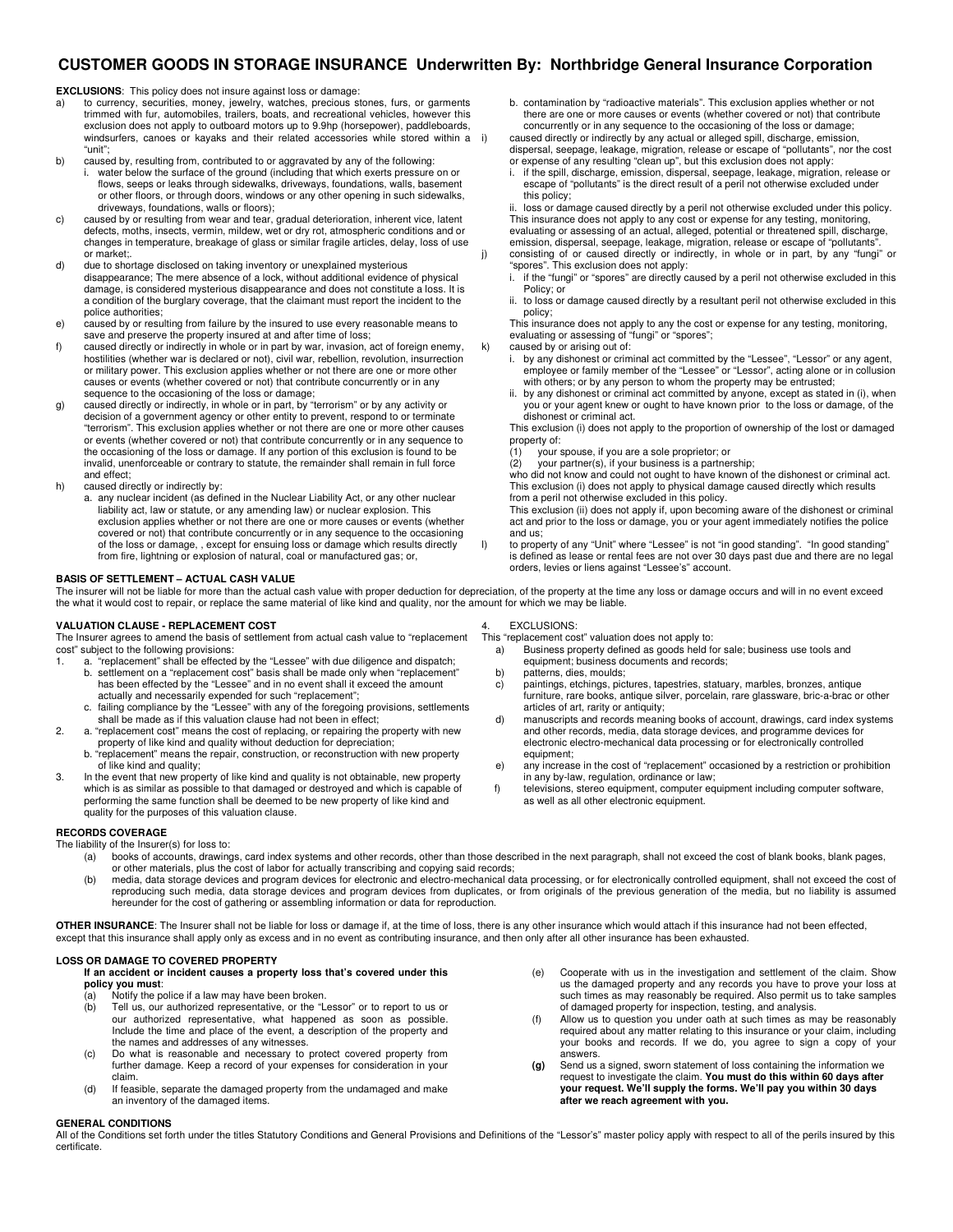# CUSTOMER GOODS IN STORAGE INSURANCE Underwritten By: Northbridge General Insurance Corporation

**EXCLUSIONS**: This policy does not insure against loss or damage:

a) to currency, securities, money, jewelry, watches, precious stones, furs, or garments trimmed with fur, automobiles, trailers, boats, and recreational vehicles, however this exclusion does not apply to outboard motors up to 9.9hp (horsepower), paddleboards, windsurfers, canoes or kayaks and their related accessories while stored within a "unit";

b) caused by, resulting from, contributed to or aggravated by any of the following:
   i. water below the surface of the ground (including that which exerts pressure on or flows, seeps or leaks through sidewalks, driveways, foundations, walls, basement or other floors, or through doors, windows or any other opening in such sidewalks, driveways, foundations, walls or floors);

c) caused by or resulting from wear and tear, gradual deterioration, inherent vice, latent defects, moths, insects, vermin, mildew, wet or dry rot, atmospheric conditions and or changes in temperature, breakage of glass or similar fragile articles, delay, loss of use or market;.

d) due to shortage disclosed on taking inventory or unexplained mysterious disappearance; The mere absence of a lock, without additional evidence of physical damage, is considered mysterious disappearance and does not constitute a loss. It is a condition of the burglary coverage, that the claimant must report the incident to the police authorities;

e) caused by or resulting from failure by the insured to use every reasonable means to save and preserve the property insured at and after time of loss;

f) caused directly or indirectly in whole or in part by war, invasion, act of foreign enemy, hostilities (whether war is declared or not), civil war, rebellion, revolution, insurrection or military power. This exclusion applies whether or not there are one or more other causes or events (whether covered or not) that contribute concurrently or in any sequence to the occasioning of the loss or damage;

g) caused directly or indirectly, in whole or in part, by "terrorism" or by any activity or decision of a government agency or other entity to prevent, respond to or terminate "terrorism". This exclusion applies whether or not there are one or more other causes or events (whether covered or not) that contribute concurrently or in any sequence to the occasioning of the loss or damage. If any portion of this exclusion is found to be invalid, unenforceable or contrary to statute, the remainder shall remain in full force and effect;

h) caused directly or indirectly by:
   a. any nuclear incident (as defined in the Nuclear Liability Act, or any other nuclear liability act, law or statute, or any amending law) or nuclear explosion. This exclusion applies whether or not there are one or more causes or events (whether covered or not) that contribute concurrently or in any sequence to the occasioning of the loss or damage, , except for ensuing loss or damage which results directly from fire, lightning or explosion of natural, coal or manufactured gas; or,
   b. contamination by "radioactive materials". This exclusion applies whether or not there are one or more causes or events (whether covered or not) that contribute concurrently or in any sequence to the occasioning of the loss or damage;

i) caused directly or indirectly by any actual or alleged spill, discharge, emission, dispersal, seepage, leakage, migration, release or escape of "pollutants", nor the cost or expense of any resulting "clean up", but this exclusion does not apply:
   i. if the spill, discharge, emission, dispersal, seepage, leakage, migration, release or escape of "pollutants" is the direct result of a peril not otherwise excluded under this policy;
   ii. loss or damage caused directly by a peril not otherwise excluded under this policy.
   This insurance does not apply to any cost or expense for any testing, monitoring, evaluating or assessing of an actual, alleged, potential or threatened spill, discharge, emission, dispersal, seepage, leakage, migration, release or escape of "pollutants".

j) consisting of or caused directly or indirectly, in whole or in part, by any "fungi" or "spores". This exclusion does not apply:
   i. if the "fungi" or "spores" are directly caused by a peril not otherwise excluded in this Policy; or
   ii. to loss or damage caused directly by a resultant peril not otherwise excluded in this policy;
   This insurance does not apply to any the cost or expense for any testing, monitoring, evaluating or assessing of "fungi" or "spores";

k) caused by or arising out of:
   i. by any dishonest or criminal act committed by the "Lessee", "Lessor" or any agent, employee or family member of the "Lessee" or "Lessor", acting alone or in collusion with others; or by any person to whom the property may be entrusted;
   ii. by any dishonest or criminal act committed by anyone, except as stated in (i), when you or your agent knew or ought to have known prior to the loss or damage, of the dishonest or criminal act.
   This exclusion (i) does not apply to the proportion of ownership of the lost or damaged property of:
   (1) your spouse, if you are a sole proprietor; or
   (2) your partner(s), if your business is a partnership;
   who did not know and could not ought to have known of the dishonest or criminal act.
   This exclusion (i) does not apply to physical damage caused directly which results from a peril not otherwise excluded in this policy.
   This exclusion (ii) does not apply if, upon becoming aware of the dishonest or criminal act and prior to the loss or damage, you or your agent immediately notifies the police and us;

l) to property of any "Unit" where "Lessee" is not "in good standing". "In good standing" is defined as lease or rental fees are not over 30 days past due and there are no legal orders, levies or liens against "Lessee's" account.

**BASIS OF SETTLEMENT – ACTUAL CASH VALUE**

The insurer will not be liable for more than the actual cash value with proper deduction for depreciation, of the property at the time any loss or damage occurs and will in no event exceed the what it would cost to repair, or replace the same material of like kind and quality, nor the amount for which we may be liable.

**VALUATION CLAUSE - REPLACEMENT COST**

The Insurer agrees to amend the basis of settlement from actual cash value to "replacement cost" subject to the following provisions:

1. a. "replacement" shall be effected by the "Lessee" with due diligence and dispatch;
   b. settlement on a "replacement cost" basis shall be made only when "replacement" has been effected by the "Lessee" and in no event shall it exceed the amount actually and necessarily expended for such "replacement";
   c. failing compliance by the "Lessee" with any of the foregoing provisions, settlements shall be made as if this valuation clause had not been in effect;
2. a. "replacement cost" means the cost of replacing, or repairing the property with new property of like kind and quality without deduction for depreciation;
   b. "replacement" means the repair, construction, or reconstruction with new property of like kind and quality;
3. In the event that new property of like kind and quality is not obtainable, new property which is as similar as possible to that damaged or destroyed and which is capable of performing the same function shall be deemed to be new property of like kind and quality for the purposes of this valuation clause.
4. EXCLUSIONS:
   This "replacement cost" valuation does not apply to:
   a) Business property defined as goods held for sale; business use tools and equipment; business documents and records;
   b) patterns, dies, moulds;
   c) paintings, etchings, pictures, tapestries, statuary, marbles, bronzes, antique furniture, rare books, antique silver, porcelain, rare glassware, bric-a-brac or other articles of art, rarity or antiquity;
   d) manuscripts and records meaning books of account, drawings, card index systems and other records, media, data storage devices, and programme devices for electronic electro-mechanical data processing or for electronically controlled equipment;
   e) any increase in the cost of "replacement" occasioned by a restriction or prohibition in any by-law, regulation, ordinance or law;
   f) televisions, stereo equipment, computer equipment including computer software, as well as all other electronic equipment.

**RECORDS COVERAGE**

The liability of the Insurer(s) for loss to:

(a) books of accounts, drawings, card index systems and other records, other than those described in the next paragraph, shall not exceed the cost of blank books, blank pages, or other materials, plus the cost of labor for actually transcribing and copying said records;

(b) media, data storage devices and program devices for electronic and electro-mechanical data processing, or for electronically controlled equipment, shall not exceed the cost of reproducing such media, data storage devices and program devices from duplicates, or from originals of the previous generation of the media, but no liability is assumed hereunder for the cost of gathering or assembling information or data for reproduction.

**OTHER INSURANCE**: The Insurer shall not be liable for loss or damage if, at the time of loss, there is any other insurance which would attach if this insurance had not been effected, except that this insurance shall apply only as excess and in no event as contributing insurance, and then only after all other insurance has been exhausted.

**LOSS OR DAMAGE TO COVERED PROPERTY**

**If an accident or incident causes a property loss that's covered under this policy you must**:

(a) Notify the police if a law may have been broken.
(b) Tell us, our authorized representative, or the "Lessor" or to report to us or our authorized representative, what happened as soon as possible. Include the time and place of the event, a description of the property and the names and addresses of any witnesses.
(c) Do what is reasonable and necessary to protect covered property from further damage. Keep a record of your expenses for consideration in your claim.
(d) If feasible, separate the damaged property from the undamaged and make an inventory of the damaged items.
(e) Cooperate with us in the investigation and settlement of the claim. Show us the damaged property and any records you have to prove your loss at such times as may reasonably be required. Also permit us to take samples of damaged property for inspection, testing, and analysis.
(f) Allow us to question you under oath at such times as may be reasonably required about any matter relating to this insurance or your claim, including your books and records. If we do, you agree to sign a copy of your answers.
**(g)** Send us a signed, sworn statement of loss containing the information we request to investigate the claim. **You must do this within 60 days after your request. We'll supply the forms. We'll pay you within 30 days after we reach agreement with you.**

**GENERAL CONDITIONS**

All of the Conditions set forth under the titles Statutory Conditions and General Provisions and Definitions of the "Lessor's" master policy apply with respect to all of the perils insured by this certificate.